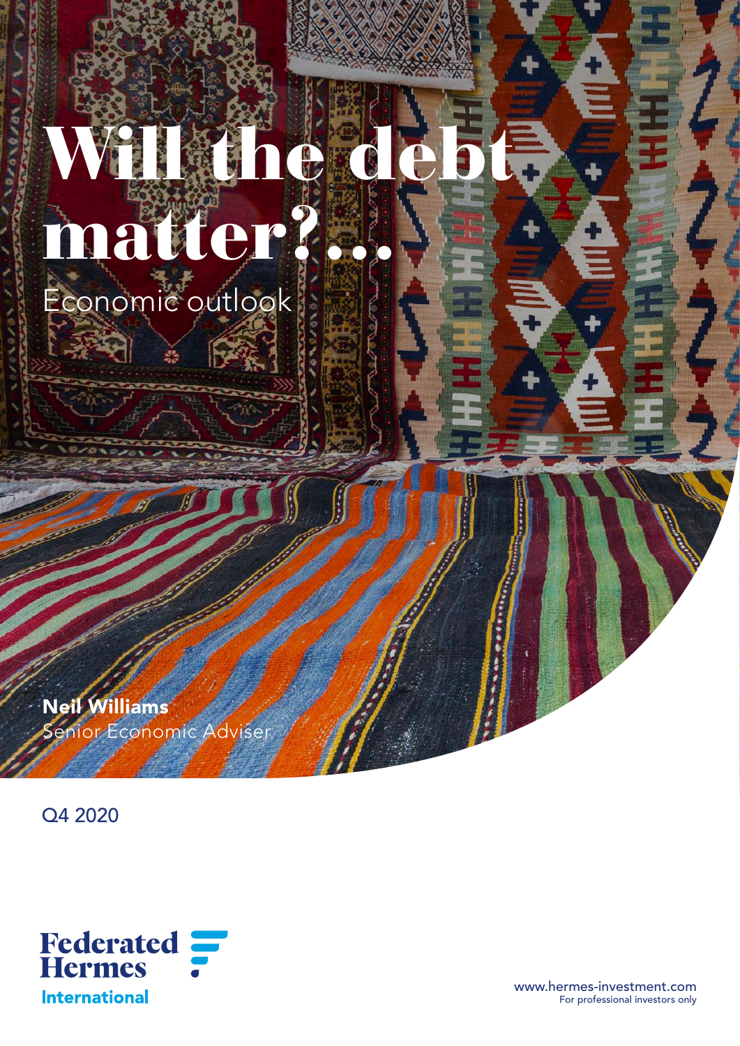# Will the debt matter?...

Economic outlook

**Neil Williams**
Senior Economic Adviser

Q4 2020

Federated Hermes
International

www.hermes-investment.com
For professional investors only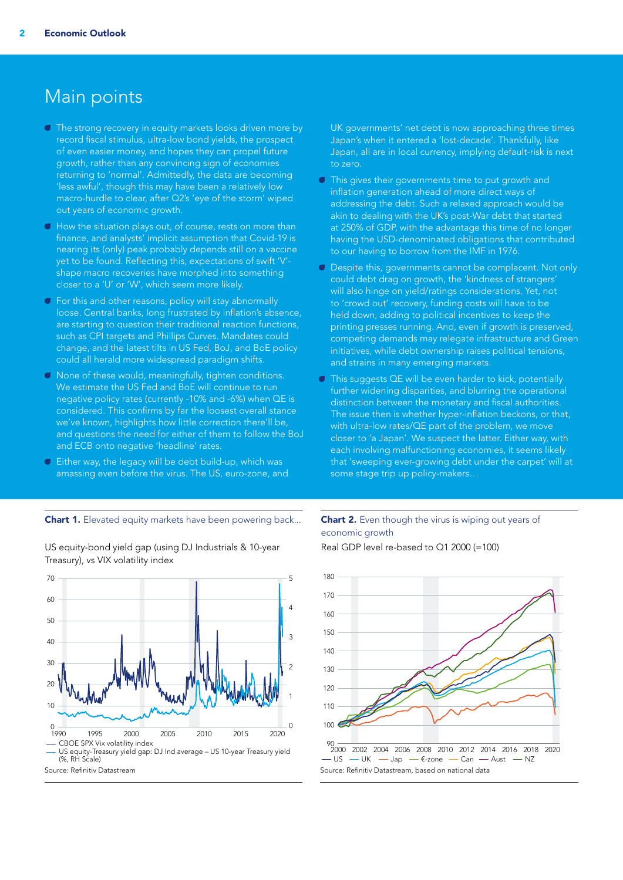# Main points

- The strong recovery in equity markets looks driven more by record fiscal stimulus, ultra-low bond yields, the prospect of even easier money, and hopes they can propel future growth, rather than any convincing sign of economies returning to 'normal'. Admittedly, the data are becoming 'less awful', though this may have been a relatively low macro-hurdle to clear, after Q2's 'eye of the storm' wiped out years of economic growth.
- How the situation plays out, of course, rests on more than finance, and analysts' implicit assumption that Covid-19 is nearing its (only) peak probably depends still on a vaccine yet to be found. Reflecting this, expectations of swift 'V'-shape macro recoveries have morphed into something closer to a 'U' or 'W', which seem more likely.
- For this and other reasons, policy will stay abnormally loose. Central banks, long frustrated by inflation's absence, are starting to question their traditional reaction functions, such as CPI targets and Phillips Curves. Mandates could change, and the latest tilts in US Fed, BoJ, and BoE policy could all herald more widespread paradigm shifts.
- None of these would, meaningfully, tighten conditions. We estimate the US Fed and BoE will continue to run negative policy rates (currently -10% and -6%) when QE is considered. This confirms by far the loosest overall stance we've known, highlights how little correction there'll be, and questions the need for either of them to follow the BoJ and ECB onto negative 'headline' rates.
- Either way, the legacy will be debt build-up, which was amassing even before the virus. The US, euro-zone, and UK governments' net debt is now approaching three times Japan's when it entered a 'lost-decade'. Thankfully, like Japan, all are in local currency, implying default-risk is next to zero.
- This gives their governments time to put growth and inflation generation ahead of more direct ways of addressing the debt. Such a relaxed approach would be akin to dealing with the UK's post-War debt that started at 250% of GDP, with the advantage this time of no longer having the USD-denominated obligations that contributed to our having to borrow from the IMF in 1976.
- Despite this, governments cannot be complacent. Not only could debt drag on growth, the 'kindness of strangers' will also hinge on yield/ratings considerations. Yet, not to 'crowd out' recovery, funding costs will have to be held down, adding to political incentives to keep the printing presses running. And, even if growth is preserved, competing demands may relegate infrastructure and Green initiatives, while debt ownership raises political tensions, and strains in many emerging markets.
- This suggests QE will be even harder to kick, potentially further widening disparities, and blurring the operational distinction between the monetary and fiscal authorities. The issue then is whether hyper-inflation beckons, or that, with ultra-low rates/QE part of the problem, we move closer to 'a Japan'. We suspect the latter. Either way, with each involving malfunctioning economies, it seems likely that 'sweeping ever-growing debt under the carpet' will at some stage trip up policy-makers…

**Chart 1.** Elevated equity markets have been powering back…

US equity-bond yield gap (using DJ Industrials & 10-year Treasury), vs VIX volatility index

— CBOE SPX Vix volatility index
— US equity-Treasury yield gap: DJ Ind average – US 10-year Treasury yield (%, RH Scale)

Source: Refinitiv Datastream

**Chart 2.** Even though the virus is wiping out years of economic growth

Real GDP level re-based to Q1 2000 (=100)

— US — UK — Jap — €-zone — Can — Aust — NZ

Source: Refinitiv Datastream, based on national data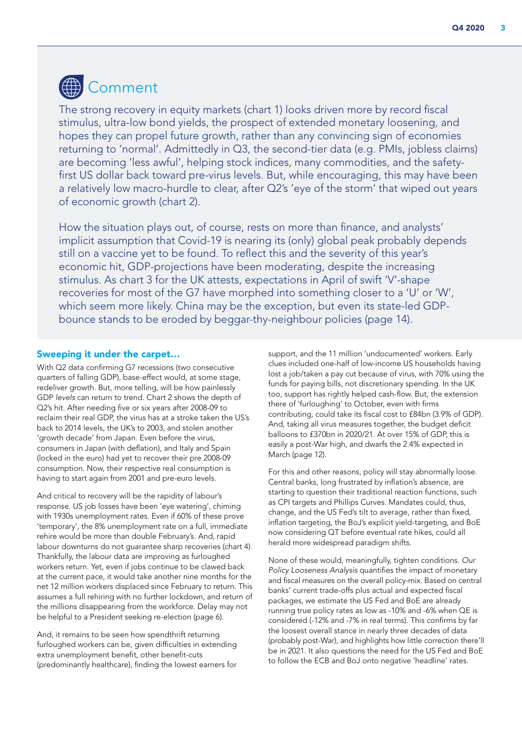## Comment

The strong recovery in equity markets (chart 1) looks driven more by record fiscal stimulus, ultra-low bond yields, the prospect of extended monetary loosening, and hopes they can propel future growth, rather than any convincing sign of economies returning to 'normal'. Admittedly in Q3, the second-tier data (e.g. PMIs, jobless claims) are becoming 'less awful', helping stock indices, many commodities, and the safety-first US dollar back toward pre-virus levels. But, while encouraging, this may have been a relatively low macro-hurdle to clear, after Q2's 'eye of the storm' that wiped out years of economic growth (chart 2).

How the situation plays out, of course, rests on more than finance, and analysts' implicit assumption that Covid-19 is nearing its (only) global peak probably depends still on a vaccine yet to be found. To reflect this and the severity of this year's economic hit, GDP-projections have been moderating, despite the increasing stimulus. As chart 3 for the UK attests, expectations in April of swift 'V'-shape recoveries for most of the G7 have morphed into something closer to a 'U' or 'W', which seem more likely. China may be the exception, but even its state-led GDP-bounce stands to be eroded by beggar-thy-neighbour policies (page 14).

### Sweeping it under the carpet…

With Q2 data confirming G7 recessions (two consecutive quarters of falling GDP), base-effect would, at some stage, redeliver growth. But, more telling, will be how painlessly GDP *levels* can return to trend. Chart 2 shows the depth of Q2's hit. After needing five or six years after 2008-09 to reclaim their real GDP, the virus has at a stroke taken the US's back to 2014 levels, the UK's to 2003, and stolen another 'growth decade' from Japan. Even before the virus, consumers in Japan (with deflation), and Italy and Spain (locked in the euro) had yet to recover their pre 2008-09 consumption. Now, their respective real consumption is having to start again from 2001 and pre-euro levels.

And critical to recovery will be the rapidity of labour's response. US job losses have been 'eye watering', chiming with 1930s unemployment rates. Even if 60% of these prove 'temporary', the 8% unemployment rate on a full, immediate rehire would be more than double February's. And, rapid labour downturns do not guarantee sharp recoveries (chart 4). Thankfully, the labour data are improving as furloughed workers return. Yet, even if jobs continue to be clawed back at the current pace, it would take another nine months for the net 12 million workers displaced since February to return. This assumes a full rehiring with no further lockdown, and return of the millions disappearing from the workforce. Delay may not be helpful to a President seeking re-election (page 6).

And, it remains to be seen how spendthrift returning furloughed workers can be, given difficulties in extending extra unemployment benefit, other benefit-cuts (predominantly healthcare), finding the lowest earners for support, and the 11 million 'undocumented' workers. Early clues included one-half of low-income US households having lost a job/taken a pay cut because of virus, with 70% using the funds for paying bills, not discretionary spending. In the UK too, support has rightly helped cash-flow. But, the extension there of 'furloughing' to October, even with firms contributing, could take its fiscal cost to £84bn (3.9% of GDP). And, taking all virus measures together, the budget deficit balloons to £370bn in 2020/21. At over 15% of GDP, this is easily a post-War high, and dwarfs the 2.4% expected in March (page 12).

For this and other reasons, policy will stay abnormally loose. Central banks, long frustrated by inflation's absence, are starting to question their traditional reaction functions, such as CPI targets and Phillips Curves. Mandates could, thus, change, and the US Fed's tilt to average, rather than fixed, inflation targeting, the BoJ's explicit yield-targeting, and BoE now considering QT before eventual rate hikes, could all herald more widespread paradigm shifts.

None of these would, meaningfully, tighten conditions. *Our Policy Looseness Analysis* quantifies the impact of monetary and fiscal measures on the overall policy-mix. Based on central banks' current trade-offs plus actual and expected fiscal packages, we estimate the US Fed and BoE are already running true policy rates as low as -10% and -6% when QE is considered (-12% and -7% in real terms). This confirms by far the loosest overall stance in nearly three decades of data (probably post-War), and highlights how little correction there'll be in 2021. It also questions the need for the US Fed and BoE to follow the ECB and BoJ onto negative 'headline' rates.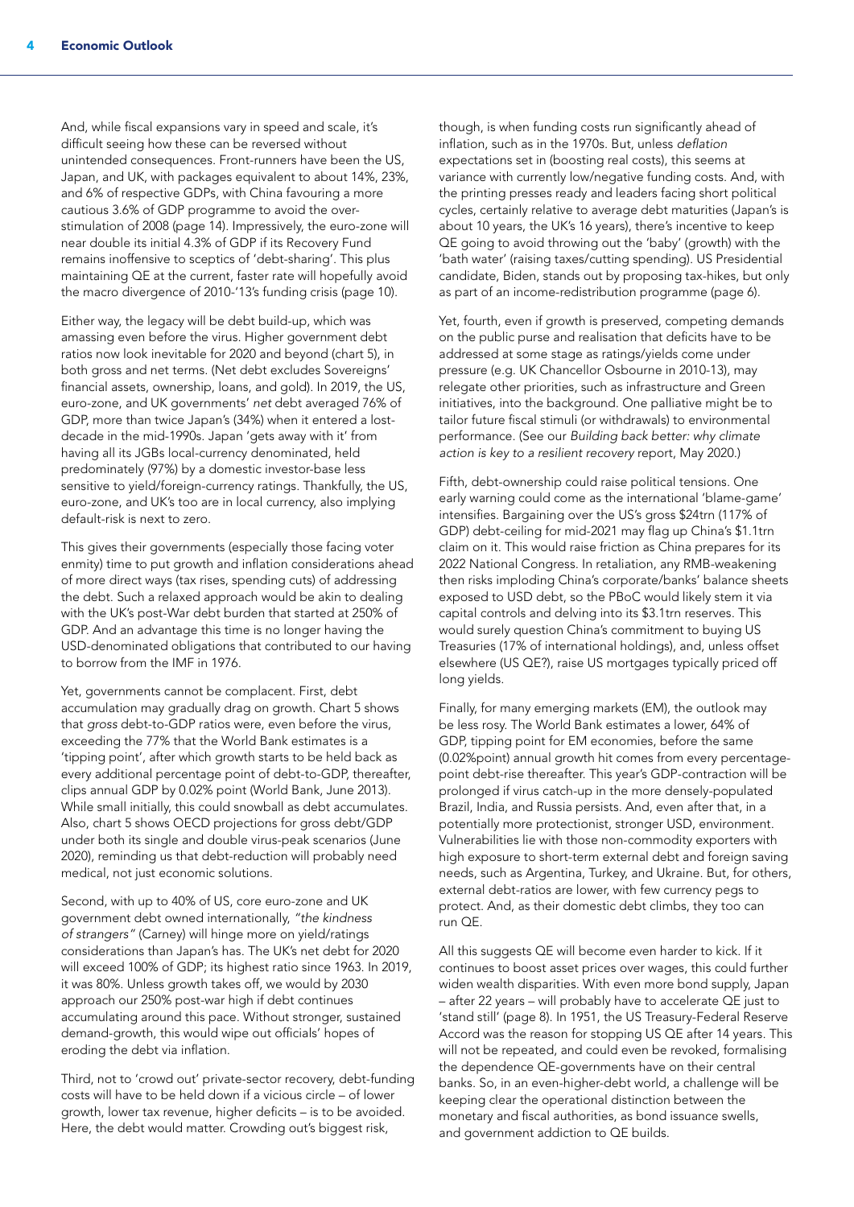And, while fiscal expansions vary in speed and scale, it's difficult seeing how these can be reversed without unintended consequences. Front-runners have been the US, Japan, and UK, with packages equivalent to about 14%, 23%, and 6% of respective GDPs, with China favouring a more cautious 3.6% of GDP programme to avoid the over-stimulation of 2008 (page 14). Impressively, the euro-zone will near double its initial 4.3% of GDP if its Recovery Fund remains inoffensive to sceptics of 'debt-sharing'. This plus maintaining QE at the current, faster rate will hopefully avoid the macro divergence of 2010-'13's funding crisis (page 10).

Either way, the legacy will be debt build-up, which was amassing even before the virus. Higher government debt ratios now look inevitable for 2020 and beyond (chart 5), in both gross and net terms. (Net debt excludes Sovereigns' financial assets, ownership, loans, and gold). In 2019, the US, euro-zone, and UK governments' *net* debt averaged 76% of GDP, more than twice Japan's (34%) when it entered a lost-decade in the mid-1990s. Japan 'gets away with it' from having all its JGBs local-currency denominated, held predominately (97%) by a domestic investor-base less sensitive to yield/foreign-currency ratings. Thankfully, the US, euro-zone, and UK's too are in local currency, also implying default-risk is next to zero.

This gives their governments (especially those facing voter enmity) time to put growth and inflation considerations ahead of more direct ways (tax rises, spending cuts) of addressing the debt. Such a relaxed approach would be akin to dealing with the UK's post-War debt burden that started at 250% of GDP. And an advantage this time is no longer having the USD-denominated obligations that contributed to our having to borrow from the IMF in 1976.

Yet, governments cannot be complacent. First, debt accumulation may gradually drag on growth. Chart 5 shows that *gross* debt-to-GDP ratios were, even before the virus, exceeding the 77% that the World Bank estimates is a 'tipping point', after which growth starts to be held back as every additional percentage point of debt-to-GDP, thereafter, clips annual GDP by 0.02% point (World Bank, June 2013). While small initially, this could snowball as debt accumulates. Also, chart 5 shows OECD projections for gross debt/GDP under both its single and double virus-peak scenarios (June 2020), reminding us that debt-reduction will probably need medical, not just economic solutions.

Second, with up to 40% of US, core euro-zone and UK government debt owned internationally, *"the kindness of strangers"* (Carney) will hinge more on yield/ratings considerations than Japan's has. The UK's net debt for 2020 will exceed 100% of GDP; its highest ratio since 1963. In 2019, it was 80%. Unless growth takes off, we would by 2030 approach our 250% post-war high if debt continues accumulating around this pace. Without stronger, sustained demand-growth, this would wipe out officials' hopes of eroding the debt via inflation.

Third, not to 'crowd out' private-sector recovery, debt-funding costs will have to be held down if a vicious circle – of lower growth, lower tax revenue, higher deficits – is to be avoided. Here, the debt would matter. Crowding out's biggest risk, though, is when funding costs run significantly ahead of inflation, such as in the 1970s. But, unless *deflation* expectations set in (boosting real costs), this seems at variance with currently low/negative funding costs. And, with the printing presses ready and leaders facing short political cycles, certainly relative to average debt maturities (Japan's is about 10 years, the UK's 16 years), there's incentive to keep QE going to avoid throwing out the 'baby' (growth) with the 'bath water' (raising taxes/cutting spending). US Presidential candidate, Biden, stands out by proposing tax-hikes, but only as part of an income-redistribution programme (page 6).

Yet, fourth, even if growth is preserved, competing demands on the public purse and realisation that deficits have to be addressed at some stage as ratings/yields come under pressure (e.g. UK Chancellor Osbourne in 2010-13), may relegate other priorities, such as infrastructure and Green initiatives, into the background. One palliative might be to tailor future fiscal stimuli (or withdrawals) to environmental performance. (See our *Building back better: why climate action is key to a resilient recovery* report, May 2020.)

Fifth, debt-ownership could raise political tensions. One early warning could come as the international 'blame-game' intensifies. Bargaining over the US's gross \$24trn (117% of GDP) debt-ceiling for mid-2021 may flag up China's \$1.1trn claim on it. This would raise friction as China prepares for its 2022 National Congress. In retaliation, any RMB-weakening then risks imploding China's corporate/banks' balance sheets exposed to USD debt, so the PBoC would likely stem it via capital controls and delving into its \$3.1trn reserves. This would surely question China's commitment to buying US Treasuries (17% of international holdings), and, unless offset elsewhere (US QE?), raise US mortgages typically priced off long yields.

Finally, for many emerging markets (EM), the outlook may be less rosy. The World Bank estimates a lower, 64% of GDP, tipping point for EM economies, before the same (0.02%point) annual growth hit comes from every percentage-point debt-rise thereafter. This year's GDP-contraction will be prolonged if virus catch-up in the more densely-populated Brazil, India, and Russia persists. And, even after that, in a potentially more protectionist, stronger USD, environment. Vulnerabilities lie with those non-commodity exporters with high exposure to short-term external debt and foreign saving needs, such as Argentina, Turkey, and Ukraine. But, for others, external debt-ratios are lower, with few currency pegs to protect. And, as their domestic debt climbs, they too can run QE.

All this suggests QE will become even harder to kick. If it continues to boost asset prices over wages, this could further widen wealth disparities. With even more bond supply, Japan – after 22 years – will probably have to accelerate QE just to 'stand still' (page 8). In 1951, the US Treasury-Federal Reserve Accord was the reason for stopping US QE after 14 years. This will not be repeated, and could even be revoked, formalising the dependence QE-governments have on their central banks. So, in an even-higher-debt world, a challenge will be keeping clear the operational distinction between the monetary and fiscal authorities, as bond issuance swells, and government addiction to QE builds.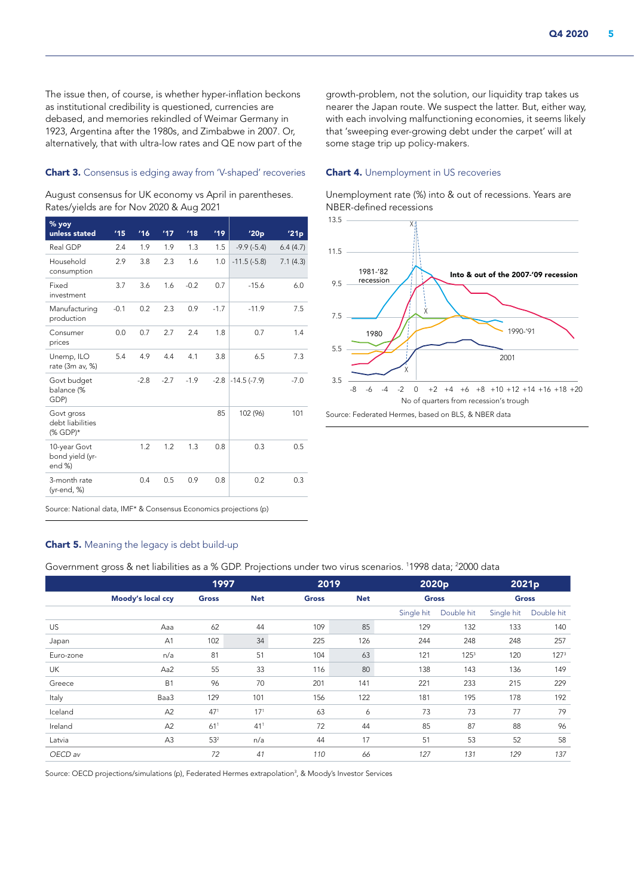The issue then, of course, is whether hyper-inflation beckons as institutional credibility is questioned, currencies are debased, and memories rekindled of Weimar Germany in 1923, Argentina after the 1980s, and Zimbabwe in 2007. Or, alternatively, that with ultra-low rates and QE now part of the growth-problem, not the solution, our liquidity trap takes us nearer the Japan route. We suspect the latter. But, either way, with each involving malfunctioning economies, it seems likely that 'sweeping ever-growing debt under the carpet' will at some stage trip up policy-makers.

**Chart 3.** Consensus is edging away from 'V-shaped' recoveries

August consensus for UK economy vs April in parentheses. Rates/yields are for Nov 2020 & Aug 2021

| % yoy unless stated | '15 | '16 | '17 | '18 | '19 | '20p | '21p |
|---|---|---|---|---|---|---|---|
| Real GDP | 2.4 | 1.9 | 1.9 | 1.3 | 1.5 | -9.9 (-5.4) | 6.4 (4.7) |
| Household consumption | 2.9 | 3.8 | 2.3 | 1.6 | 1.0 | -11.5 (-5.8) | 7.1 (4.3) |
| Fixed investment | 3.7 | 3.6 | 1.6 | -0.2 | 0.7 | -15.6 | 6.0 |
| Manufacturing production | -0.1 | 0.2 | 2.3 | 0.9 | -1.7 | -11.9 | 7.5 |
| Consumer prices | 0.0 | 0.7 | 2.7 | 2.4 | 1.8 | 0.7 | 1.4 |
| Unemp, ILO rate (3m av, %) | 5.4 | 4.9 | 4.4 | 4.1 | 3.8 | 6.5 | 7.3 |
| Govt budget balance (% GDP) | | -2.8 | -2.7 | -1.9 | -2.8 | -14.5 (-7.9) | -7.0 |
| Govt gross debt liabilities (% GDP)* | | | | | 85 | 102 (96) | 101 |
| 10-year Govt bond yield (yr-end %) | | 1.2 | 1.2 | 1.3 | 0.8 | 0.3 | 0.5 |
| 3-month rate (yr-end, %) | | 0.4 | 0.5 | 0.9 | 0.8 | 0.2 | 0.3 |

Source: National data, IMF* & Consensus Economics projections (p)

**Chart 4.** Unemployment in US recoveries

Unemployment rate (%) into & out of recessions. Years are NBER-defined recessions

Source: Federated Hermes, based on BLS, & NBER data

**Chart 5.** Meaning the legacy is debt build-up

Government gross & net liabilities as a % GDP. Projections under two virus scenarios. [1]1998 data; [2]2000 data

| | | 1997 | | 2019 | | 2020p | | 2021p | |
|---|---|---|---|---|---|---|---|---|---|
| | Moody's local ccy | Gross | Net | Gross | Net | Gross | | Gross | |
| | | | | | | Single hit | Double hit | Single hit | Double hit |
| US | Aaa | 62 | 44 | 109 | 85 | 129 | 132 | 133 | 140 |
| Japan | A1 | 102 | 34 | 225 | 126 | 244 | 248 | 248 | 257 |
| Euro-zone | n/a | 81 | 51 | 104 | 63 | 121 | 125[3] | 120 | 127[3] |
| UK | Aa2 | 55 | 33 | 116 | 80 | 138 | 143 | 136 | 149 |
| Greece | B1 | 96 | 70 | 201 | 141 | 221 | 233 | 215 | 229 |
| Italy | Baa3 | 129 | 101 | 156 | 122 | 181 | 195 | 178 | 192 |
| Iceland | A2 | 47[1] | 17[1] | 63 | 6 | 73 | 73 | 77 | 79 |
| Ireland | A2 | 61[1] | 41[1] | 72 | 44 | 85 | 87 | 88 | 96 |
| Latvia | A3 | 53[2] | n/a | 44 | 17 | 51 | 53 | 52 | 58 |
| *OECD av* | | *72* | *41* | *110* | *66* | *127* | *131* | *129* | *137* |

Source: OECD projections/simulations (p), Federated Hermes extrapolation[3], & Moody's Investor Services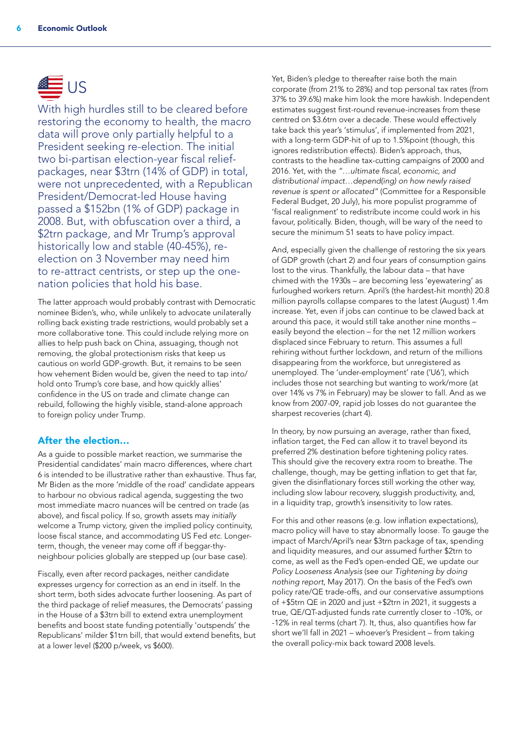# US

With high hurdles still to be cleared before restoring the economy to health, the macro data will prove only partially helpful to a President seeking re-election. The initial two bi-partisan election-year fiscal relief-packages, near $3trn (14% of GDP) in total, were not unprecedented, with a Republican President/Democrat-led House having passed a $152bn (1% of GDP) package in 2008. But, with obfuscation over a third, a $2trn package, and Mr Trump's approval historically low and stable (40-45%), re-election on 3 November may need him to re-attract centrists, or step up the one-nation policies that hold his base.

The latter approach would probably contrast with Democratic nominee Biden's, who, while unlikely to advocate unilaterally rolling back existing trade restrictions, would probably set a more collaborative tone. This could include relying more on allies to help push back on China, assuaging, though not removing, the global protectionism risks that keep us cautious on world GDP-growth. But, it remains to be seen how vehement Biden would be, given the need to tap into/hold onto Trump's core base, and how quickly allies' confidence in the US on trade and climate change can rebuild, following the highly visible, stand-alone approach to foreign policy under Trump.

## After the election…

As a guide to possible market reaction, we summarise the Presidential candidates' main macro differences, where chart 6 is intended to be illustrative rather than exhaustive. Thus far, Mr Biden as the more 'middle of the road' candidate appears to harbour no obvious radical agenda, suggesting the two most immediate macro nuances will be centred on trade (as above), and fiscal policy. If so, growth assets may *initially* welcome a Trump victory, given the implied policy continuity, loose fiscal stance, and accommodating US Fed *etc.* Longer-term, though, the veneer may come off if beggar-thy-neighbour policies globally are stepped up (our base case).

Fiscally, even after record packages, neither candidate expresses urgency for correction as an end in itself. In the short term, both sides advocate further loosening. As part of the third package of relief measures, the Democrats' passing in the House of a $3trn bill to extend extra unemployment benefits and boost state funding potentially 'outspends' the Republicans' milder $1trn bill, that would extend benefits, but at a lower level ($200 p/week, vs $600).

Yet, Biden's pledge to thereafter raise both the main corporate (from 21% to 28%) and top personal tax rates (from 37% to 39.6%) make him look the more hawkish. Independent estimates suggest first-round revenue-increases from these centred on $3.6trn over a decade. These would effectively take back this year's 'stimulus', if implemented from 2021, with a long-term GDP-hit of up to 1.5%point (though, this ignores redistribution effects). Biden's approach, thus, contrasts to the headline tax-cutting campaigns of 2000 and 2016. Yet, with the *"…ultimate fiscal, economic, and distributional impact…depend(ing) on how newly raised revenue is spent or allocated"* (Committee for a Responsible Federal Budget, 20 July), his more populist programme of 'fiscal realignment' to redistribute income could work in his favour, politically. Biden, though, will be wary of the need to secure the minimum 51 seats to have policy impact.

And, especially given the challenge of restoring the six years of GDP growth (chart 2) and four years of consumption gains lost to the virus. Thankfully, the labour data – that have chimed with the 1930s – are becoming less 'eyewatering' as furloughed workers return. April's (the hardest-hit month) 20.8 million payrolls collapse compares to the latest (August) 1.4m increase. Yet, even if jobs can continue to be clawed back at around this pace, it would still take another nine months – easily beyond the election – for the net 12 million workers displaced since February to return. This assumes a full rehiring without further lockdown, and return of the millions disappearing from the workforce, but unregistered as unemployed. The 'under-employment' rate ('U6'), which includes those not searching but wanting to work/more (at over 14% vs 7% in February) may be slower to fall. And as we know from 2007-09, rapid job losses do not guarantee the sharpest recoveries (chart 4).

In theory, by now pursuing an average, rather than fixed, inflation target, the Fed can allow it to travel beyond its preferred 2% destination before tightening policy rates. This should give the recovery extra room to breathe. The challenge, though, may be getting inflation to get that far, given the disinflationary forces still working the other way, including slow labour recovery, sluggish productivity, and, in a liquidity trap, growth's insensitivity to low rates.

For this and other reasons (e.g. low inflation expectations), macro policy will have to stay abnormally loose. To gauge the impact of March/April's near $3trn package of tax, spending and liquidity measures, and our assumed further $2trn to come, as well as the Fed's open-ended QE, we update our *Policy Looseness Analysis* (see our *Tightening by doing nothing report*, May 2017). On the basis of the Fed's own policy rate/QE trade-offs, and our conservative assumptions of +$5trn QE in 2020 and just +$2trn in 2021, it suggests a true, QE/QT-adjusted funds rate currently closer to -10%, or -12% in real terms (chart 7). It, thus, also quantifies how far short we'll fall in 2021 – whoever's President – from taking the overall policy-mix back toward 2008 levels.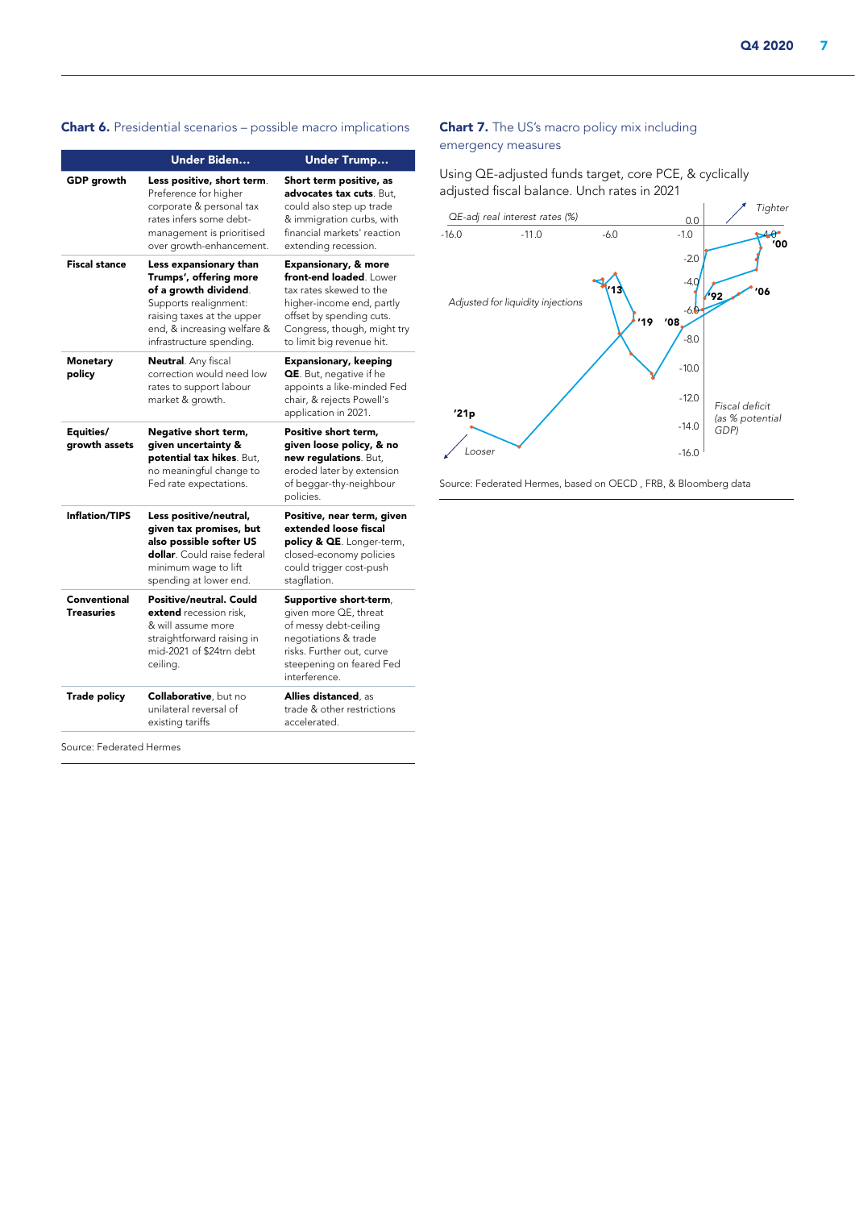**Chart 6.** Presidential scenarios – possible macro implications

| | Under Biden… | Under Trump… |
|---|---|---|
| **GDP growth** | **Less positive, short term**. Preference for higher corporate & personal tax rates infers some debt-management is prioritised over growth-enhancement. | **Short term positive, as advocates tax cuts**. But, could also step up trade & immigration curbs, with financial markets' reaction extending recession. |
| **Fiscal stance** | **Less expansionary than Trumps', offering more of a growth dividend**. Supports realignment: raising taxes at the upper end, & increasing welfare & infrastructure spending. | **Expansionary, & more front-end loaded**. Lower tax rates skewed to the higher-income end, partly offset by spending cuts. Congress, though, might try to limit big revenue hit. |
| **Monetary policy** | **Neutral**. Any fiscal correction would need low rates to support labour market & growth. | **Expansionary, keeping QE**. But, negative if he appoints a like-minded Fed chair, & rejects Powell's application in 2021. |
| **Equities/ growth assets** | **Negative short term, given uncertainty & potential tax hikes**. But, no meaningful change to Fed rate expectations. | **Positive short term, given loose policy, & no new regulations**. But, eroded later by extension of beggar-thy-neighbour policies. |
| **Inflation/TIPS** | **Less positive/neutral, given tax promises, but also possible softer US dollar**. Could raise federal minimum wage to lift spending at lower end. | **Positive, near term, given extended loose fiscal policy & QE**. Longer-term, closed-economy policies could trigger cost-push stagflation. |
| **Conventional Treasuries** | **Positive/neutral. Could extend** recession risk, & will assume more straightforward raising in mid-2021 of $24trn debt ceiling. | **Supportive short-term**, given more QE, threat of messy debt-ceiling negotiations & trade risks. Further out, curve steepening on feared Fed interference. |
| **Trade policy** | **Collaborative**, but no unilateral reversal of existing tariffs | **Allies distanced**, as trade & other restrictions accelerated. |

Source: Federated Hermes

**Chart 7.** The US's macro policy mix including emergency measures

Using QE-adjusted funds target, core PCE, & cyclically adjusted fiscal balance. Unch rates in 2021

Source: Federated Hermes, based on OECD , FRB, & Bloomberg data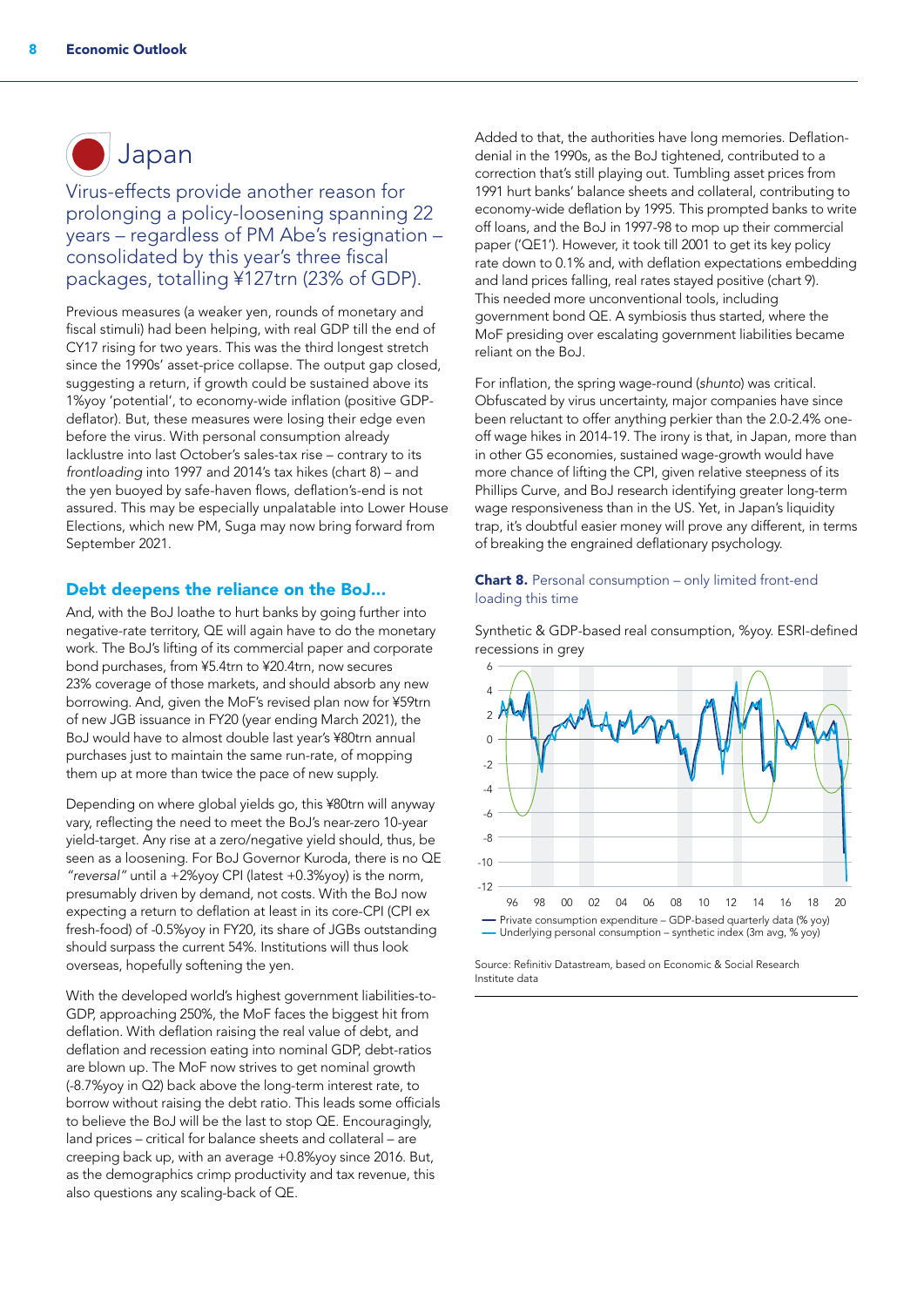# Japan

## Virus-effects provide another reason for prolonging a policy-loosening spanning 22 years – regardless of PM Abe's resignation – consolidated by this year's three fiscal packages, totalling ¥127trn (23% of GDP).

Previous measures (a weaker yen, rounds of monetary and fiscal stimuli) had been helping, with real GDP till the end of CY17 rising for two years. This was the third longest stretch since the 1990s' asset-price collapse. The output gap closed, suggesting a return, if growth could be sustained above its 1%yoy 'potential', to economy-wide inflation (positive GDP-deflator). But, these measures were losing their edge even before the virus. With personal consumption already lacklustre into last October's sales-tax rise – contrary to its *frontloading* into 1997 and 2014's tax hikes (chart 8) – and the yen buoyed by safe-haven flows, deflation's-end is not assured. This may be especially unpalatable into Lower House Elections, which new PM, Suga may now bring forward from September 2021.

### Debt deepens the reliance on the BoJ…

And, with the BoJ loathe to hurt banks by going further into negative-rate territory, QE will again have to do the monetary work. The BoJ's lifting of its commercial paper and corporate bond purchases, from ¥5.4trn to ¥20.4trn, now secures 23% coverage of those markets, and should absorb any new borrowing. And, given the MoF's revised plan now for ¥59trn of new JGB issuance in FY20 (year ending March 2021), the BoJ would have to almost double last year's ¥80trn annual purchases just to maintain the same run-rate, of mopping them up at more than twice the pace of new supply.

Depending on where global yields go, this ¥80trn will anyway vary, reflecting the need to meet the BoJ's near-zero 10-year yield-target. Any rise at a zero/negative yield should, thus, be seen as a loosening. For BoJ Governor Kuroda, there is no QE *"reversal"* until a +2%yoy CPI (latest +0.3%yoy) is the norm, presumably driven by demand, not costs. With the BoJ now expecting a return to deflation at least in its core-CPI (CPI ex fresh-food) of -0.5%yoy in FY20, its share of JGBs outstanding should surpass the current 54%. Institutions will thus look overseas, hopefully softening the yen.

With the developed world's highest government liabilities-to-GDP, approaching 250%, the MoF faces the biggest hit from deflation. With deflation raising the real value of debt, and deflation and recession eating into nominal GDP, debt-ratios are blown up. The MoF now strives to get nominal growth (-8.7%yoy in Q2) back above the long-term interest rate, to borrow without raising the debt ratio. This leads some officials to believe the BoJ will be the last to stop QE. Encouragingly, land prices – critical for balance sheets and collateral – are creeping back up, with an average +0.8%yoy since 2016. But, as the demographics crimp productivity and tax revenue, this also questions any scaling-back of QE.

Added to that, the authorities have long memories. Deflation-denial in the 1990s, as the BoJ tightened, contributed to a correction that's still playing out. Tumbling asset prices from 1991 hurt banks' balance sheets and collateral, contributing to economy-wide deflation by 1995. This prompted banks to write off loans, and the BoJ in 1997-98 to mop up their commercial paper ('QE1'). However, it took till 2001 to get its key policy rate down to 0.1% and, with deflation expectations embedding and land prices falling, real rates stayed positive (chart 9). This needed more unconventional tools, including government bond QE. A symbiosis thus started, where the MoF presiding over escalating government liabilities became reliant on the BoJ.

For inflation, the spring wage-round (*shunto*) was critical. Obfuscated by virus uncertainty, major companies have since been reluctant to offer anything perkier than the 2.0-2.4% one-off wage hikes in 2014-19. The irony is that, in Japan, more than in other G5 economies, sustained wage-growth would have more chance of lifting the CPI, given relative steepness of its Phillips Curve, and BoJ research identifying greater long-term wage responsiveness than in the US. Yet, in Japan's liquidity trap, it's doubtful easier money will prove any different, in terms of breaking the engrained deflationary psychology.

**Chart 8.** Personal consumption – only limited front-end loading this time

Synthetic & GDP-based real consumption, %yoy. ESRI-defined recessions in grey

— Private consumption expenditure – GDP-based quarterly data (% yoy)
— Underlying personal consumption – synthetic index (3m avg, % yoy)

Source: Refinitiv Datastream, based on Economic & Social Research Institute data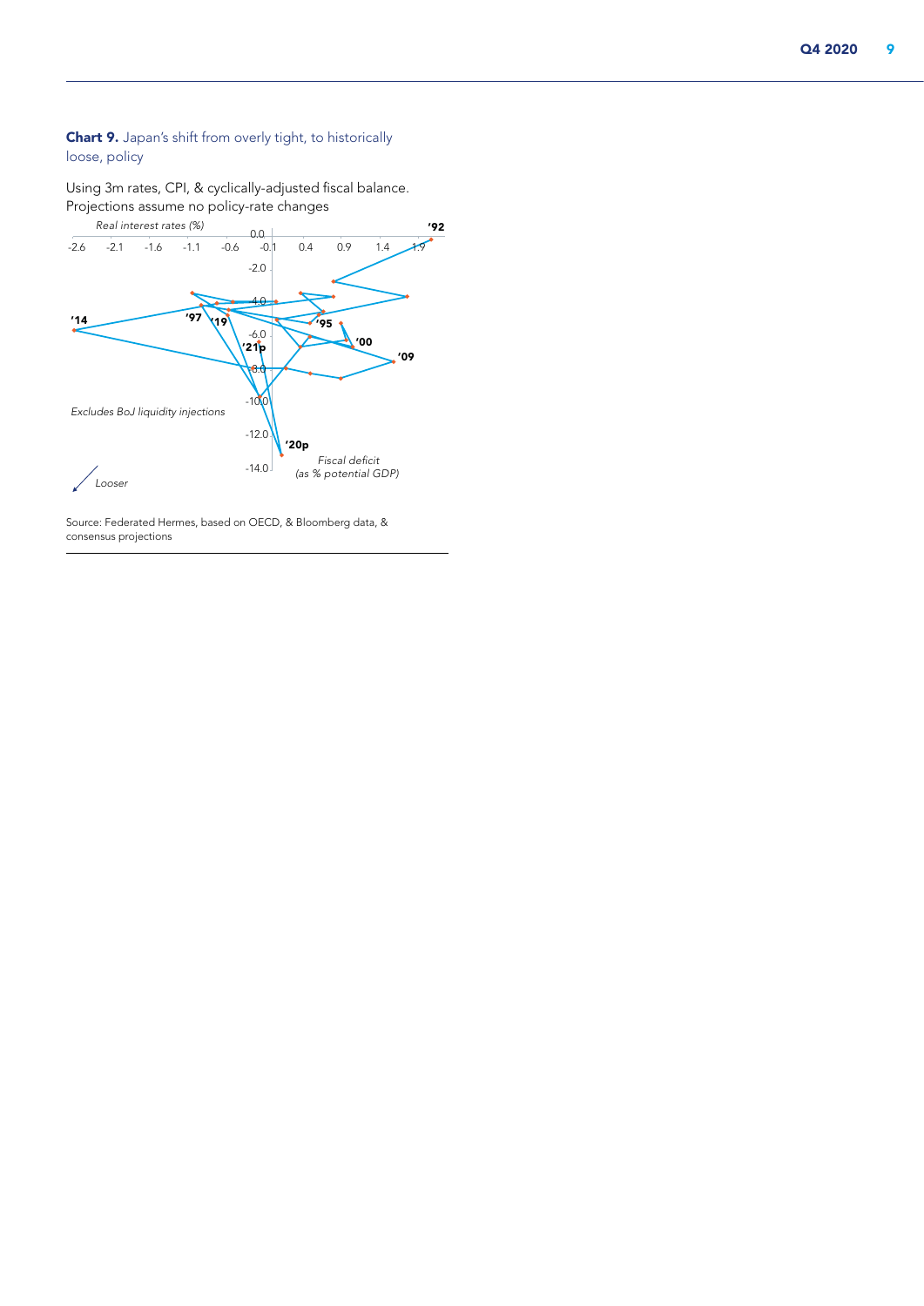**Chart 9.** Japan's shift from overly tight, to historically loose, policy

Using 3m rates, CPI, & cyclically-adjusted fiscal balance. Projections assume no policy-rate changes

*Real interest rates (%)*

'92

'14

'97

'19

'95

'00

'09

'21p

'20p

*Excludes BoJ liquidity injections*

*Fiscal deficit (as % potential GDP)*

*Looser*

Source: Federated Hermes, based on OECD, & Bloomberg data, & consensus projections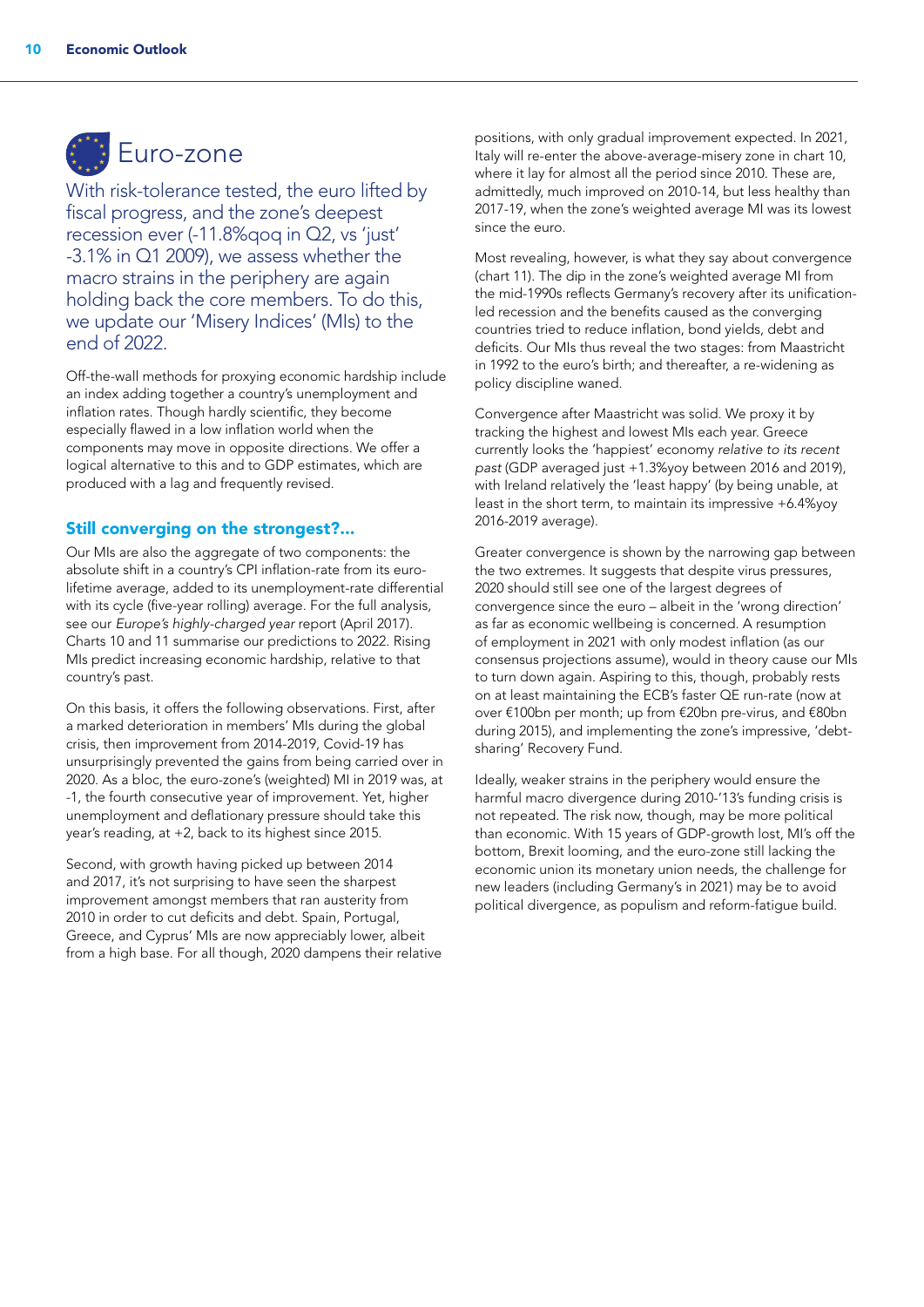# Euro-zone

With risk-tolerance tested, the euro lifted by fiscal progress, and the zone's deepest recession ever (-11.8%qoq in Q2, vs 'just' -3.1% in Q1 2009), we assess whether the macro strains in the periphery are again holding back the core members. To do this, we update our 'Misery Indices' (MIs) to the end of 2022.

Off-the-wall methods for proxying economic hardship include an index adding together a country's unemployment and inflation rates. Though hardly scientific, they become especially flawed in a low inflation world when the components may move in opposite directions. We offer a logical alternative to this and to GDP estimates, which are produced with a lag and frequently revised.

## Still converging on the strongest?...

Our MIs are also the aggregate of two components: the absolute shift in a country's CPI inflation-rate from its euro-lifetime average, added to its unemployment-rate differential with its cycle (five-year rolling) average. For the full analysis, see our *Europe's highly-charged year* report (April 2017). Charts 10 and 11 summarise our predictions to 2022. Rising MIs predict increasing economic hardship, relative to that country's past.

On this basis, it offers the following observations. First, after a marked deterioration in members' MIs during the global crisis, then improvement from 2014-2019, Covid-19 has unsurprisingly prevented the gains from being carried over in 2020. As a bloc, the euro-zone's (weighted) MI in 2019 was, at -1, the fourth consecutive year of improvement. Yet, higher unemployment and deflationary pressure should take this year's reading, at +2, back to its highest since 2015.

Second, with growth having picked up between 2014 and 2017, it's not surprising to have seen the sharpest improvement amongst members that ran austerity from 2010 in order to cut deficits and debt. Spain, Portugal, Greece, and Cyprus' MIs are now appreciably lower, albeit from a high base. For all though, 2020 dampens their relative positions, with only gradual improvement expected. In 2021, Italy will re-enter the above-average-misery zone in chart 10, where it lay for almost all the period since 2010. These are, admittedly, much improved on 2010-14, but less healthy than 2017-19, when the zone's weighted average MI was its lowest since the euro.

Most revealing, however, is what they say about convergence (chart 11). The dip in the zone's weighted average MI from the mid-1990s reflects Germany's recovery after its unification-led recession and the benefits caused as the converging countries tried to reduce inflation, bond yields, debt and deficits. Our MIs thus reveal the two stages: from Maastricht in 1992 to the euro's birth; and thereafter, a re-widening as policy discipline waned.

Convergence after Maastricht was solid. We proxy it by tracking the highest and lowest MIs each year. Greece currently looks the 'happiest' economy *relative to its recent past* (GDP averaged just +1.3%yoy between 2016 and 2019), with Ireland relatively the 'least happy' (by being unable, at least in the short term, to maintain its impressive +6.4%yoy 2016-2019 average).

Greater convergence is shown by the narrowing gap between the two extremes. It suggests that despite virus pressures, 2020 should still see one of the largest degrees of convergence since the euro – albeit in the 'wrong direction' as far as economic wellbeing is concerned. A resumption of employment in 2021 with only modest inflation (as our consensus projections assume), would in theory cause our MIs to turn down again. Aspiring to this, though, probably rests on at least maintaining the ECB's faster QE run-rate (now at over €100bn per month; up from €20bn pre-virus, and €80bn during 2015), and implementing the zone's impressive, 'debt-sharing' Recovery Fund.

Ideally, weaker strains in the periphery would ensure the harmful macro divergence during 2010-'13's funding crisis is not repeated. The risk now, though, may be more political than economic. With 15 years of GDP-growth lost, MI's off the bottom, Brexit looming, and the euro-zone still lacking the economic union its monetary union needs, the challenge for new leaders (including Germany's in 2021) may be to avoid political divergence, as populism and reform-fatigue build.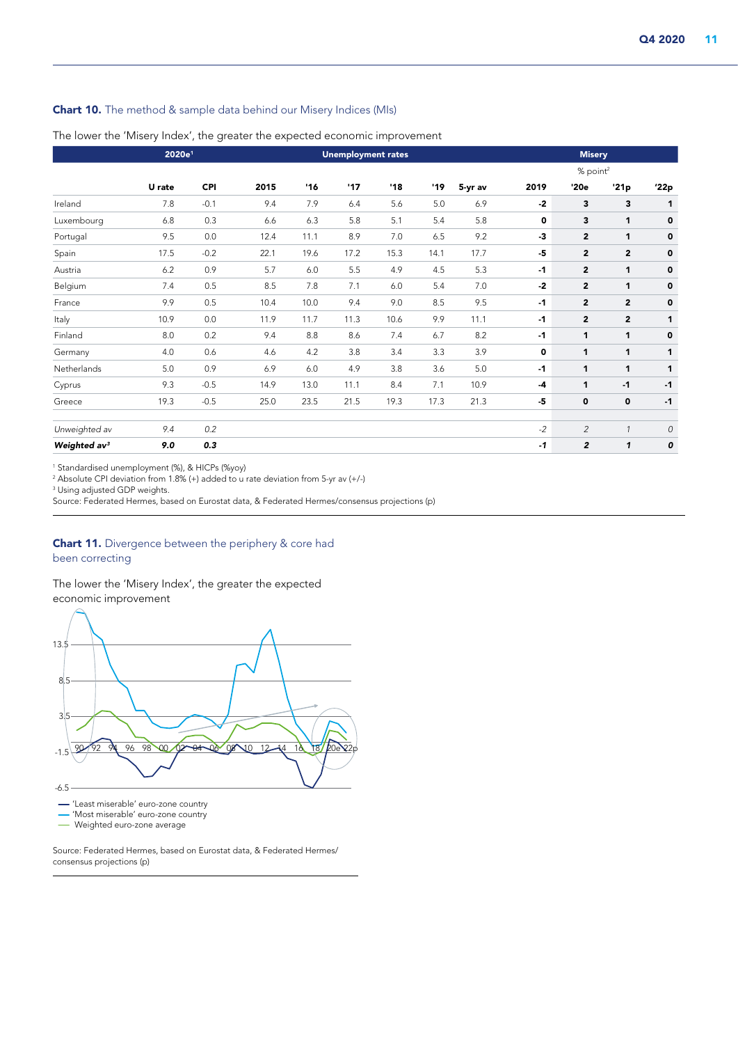**Chart 10.** The method & sample data behind our Misery Indices (MIs)

The lower the 'Misery Index', the greater the expected economic improvement

| | 2020e[1] | | Unemployment rates | | | | | | Misery | | | |
|---|---|---|---|---|---|---|---|---|---|---|---|---|
| | | | | | | | | | | % point[2] | | |
| | U rate | CPI | 2015 | '16 | '17 | '18 | '19 | 5-yr av | 2019 | '20e | '21p | '22p |
| Ireland | 7.8 | -0.1 | 9.4 | 7.9 | 6.4 | 5.6 | 5.0 | 6.9 | **-2** | **3** | **3** | **1** |
| Luxembourg | 6.8 | 0.3 | 6.6 | 6.3 | 5.8 | 5.1 | 5.4 | 5.8 | **0** | **3** | **1** | **0** |
| Portugal | 9.5 | 0.0 | 12.4 | 11.1 | 8.9 | 7.0 | 6.5 | 9.2 | **-3** | **2** | **1** | **0** |
| Spain | 17.5 | -0.2 | 22.1 | 19.6 | 17.2 | 15.3 | 14.1 | 17.7 | **-5** | **2** | **2** | **0** |
| Austria | 6.2 | 0.9 | 5.7 | 6.0 | 5.5 | 4.9 | 4.5 | 5.3 | **-1** | **2** | **1** | **0** |
| Belgium | 7.4 | 0.5 | 8.5 | 7.8 | 7.1 | 6.0 | 5.4 | 7.0 | **-2** | **2** | **1** | **0** |
| France | 9.9 | 0.5 | 10.4 | 10.0 | 9.4 | 9.0 | 8.5 | 9.5 | **-1** | **2** | **2** | **0** |
| Italy | 10.9 | 0.0 | 11.9 | 11.7 | 11.3 | 10.6 | 9.9 | 11.1 | **-1** | **2** | **2** | **1** |
| Finland | 8.0 | 0.2 | 9.4 | 8.8 | 8.6 | 7.4 | 6.7 | 8.2 | **-1** | **1** | **1** | **0** |
| Germany | 4.0 | 0.6 | 4.6 | 4.2 | 3.8 | 3.4 | 3.3 | 3.9 | **0** | **1** | **1** | **1** |
| Netherlands | 5.0 | 0.9 | 6.9 | 6.0 | 4.9 | 3.8 | 3.6 | 5.0 | **-1** | **1** | **1** | **1** |
| Cyprus | 9.3 | -0.5 | 14.9 | 13.0 | 11.1 | 8.4 | 7.1 | 10.9 | **-4** | **1** | **-1** | **-1** |
| Greece | 19.3 | -0.5 | 25.0 | 23.5 | 21.5 | 19.3 | 17.3 | 21.3 | **-5** | **0** | **0** | **-1** |
| *Unweighted av* | *9.4* | *0.2* | | | | | | | *-2* | *2* | *1* | *0* |
| ***Weighted av[3]*** | ***9.0*** | ***0.3*** | | | | | | | ***-1*** | ***2*** | ***1*** | ***0*** |

[1] Standardised unemployment (%), & HICPs (%yoy)
[2] Absolute CPI deviation from 1.8% (+) added to u rate deviation from 5-yr av (+/-)
[3] Using adjusted GDP weights.
Source: Federated Hermes, based on Eurostat data, & Federated Hermes/consensus projections (p)

**Chart 11.** Divergence between the periphery & core had been correcting

The lower the 'Misery Index', the greater the expected economic improvement

— 'Least miserable' euro-zone country
— 'Most miserable' euro-zone country
— Weighted euro-zone average

Source: Federated Hermes, based on Eurostat data, & Federated Hermes/consensus projections (p)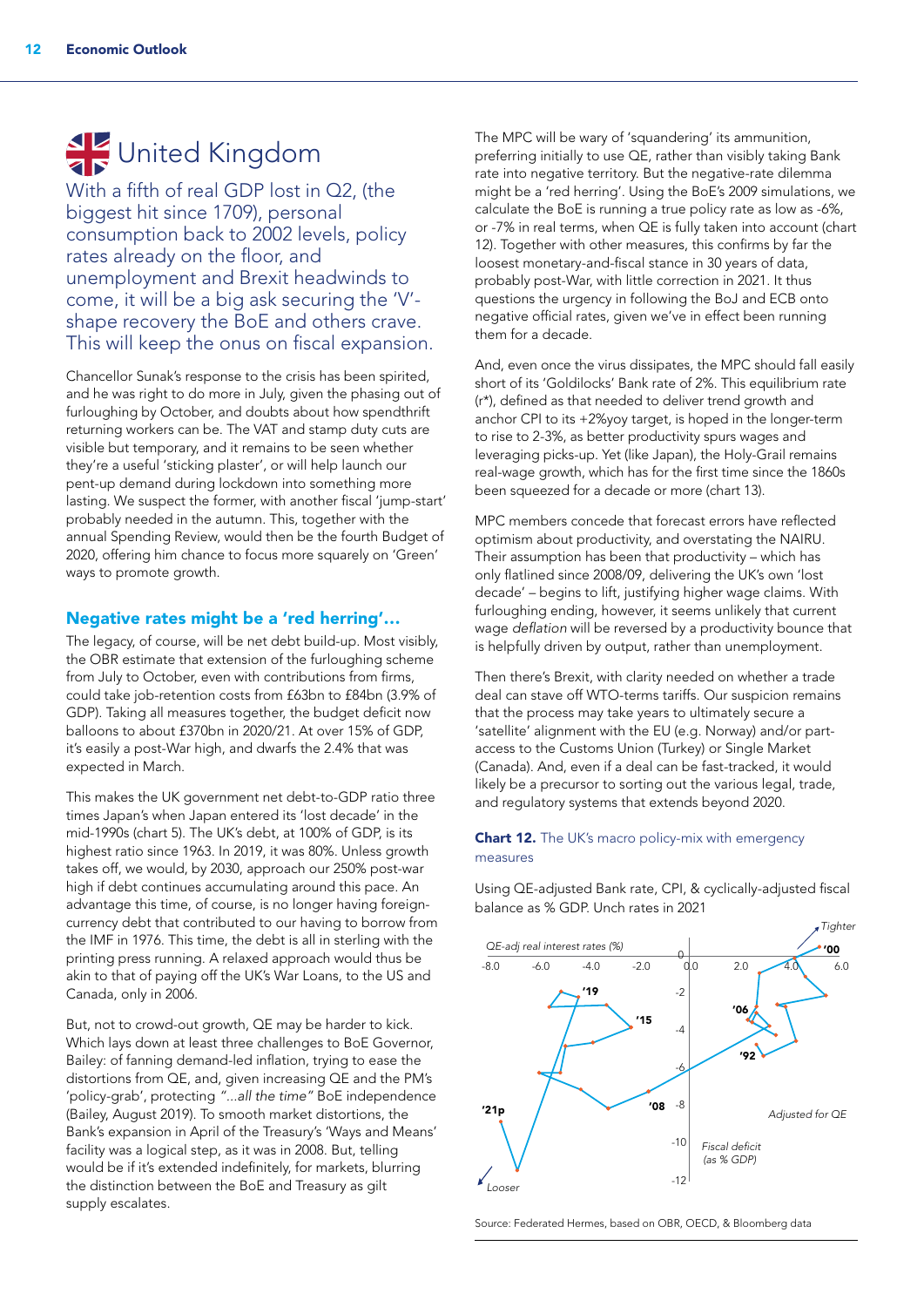# United Kingdom

With a fifth of real GDP lost in Q2, (the biggest hit since 1709), personal consumption back to 2002 levels, policy rates already on the floor, and unemployment and Brexit headwinds to come, it will be a big ask securing the 'V'-shape recovery the BoE and others crave. This will keep the onus on fiscal expansion.

Chancellor Sunak's response to the crisis has been spirited, and he was right to do more in July, given the phasing out of furloughing by October, and doubts about how spendthrift returning workers can be. The VAT and stamp duty cuts are visible but temporary, and it remains to be seen whether they're a useful 'sticking plaster', or will help launch our pent-up demand during lockdown into something more lasting. We suspect the former, with another fiscal 'jump-start' probably needed in the autumn. This, together with the annual Spending Review, would then be the fourth Budget of 2020, offering him chance to focus more squarely on 'Green' ways to promote growth.

## Negative rates might be a 'red herring'…

The legacy, of course, will be net debt build-up. Most visibly, the OBR estimate that extension of the furloughing scheme from July to October, even with contributions from firms, could take job-retention costs from £63bn to £84bn (3.9% of GDP). Taking all measures together, the budget deficit now balloons to about £370bn in 2020/21. At over 15% of GDP, it's easily a post-War high, and dwarfs the 2.4% that was expected in March.

This makes the UK government net debt-to-GDP ratio three times Japan's when Japan entered its 'lost decade' in the mid-1990s (chart 5). The UK's debt, at 100% of GDP, is its highest ratio since 1963. In 2019, it was 80%. Unless growth takes off, we would, by 2030, approach our 250% post-war high if debt continues accumulating around this pace. An advantage this time, of course, is no longer having foreign-currency debt that contributed to our having to borrow from the IMF in 1976. This time, the debt is all in sterling with the printing press running. A relaxed approach would thus be akin to that of paying off the UK's War Loans, to the US and Canada, only in 2006.

But, not to crowd-out growth, QE may be harder to kick. Which lays down at least three challenges to BoE Governor, Bailey: of fanning demand-led inflation, trying to ease the distortions from QE, and, given increasing QE and the PM's 'policy-grab', protecting *"…all the time"* BoE independence (Bailey, August 2019). To smooth market distortions, the Bank's expansion in April of the Treasury's 'Ways and Means' facility was a logical step, as it was in 2008. But, telling would be if it's extended indefinitely, for markets, blurring the distinction between the BoE and Treasury as gilt supply escalates.

The MPC will be wary of 'squandering' its ammunition, preferring initially to use QE, rather than visibly taking Bank rate into negative territory. But the negative-rate dilemma might be a 'red herring'. Using the BoE's 2009 simulations, we calculate the BoE is running a true policy rate as low as -6%, or -7% in real terms, when QE is fully taken into account (chart 12). Together with other measures, this confirms by far the loosest monetary-and-fiscal stance in 30 years of data, probably post-War, with little correction in 2021. It thus questions the urgency in following the BoJ and ECB onto negative official rates, given we've in effect been running them for a decade.

And, even once the virus dissipates, the MPC should fall easily short of its 'Goldilocks' Bank rate of 2%. This equilibrium rate (r*), defined as that needed to deliver trend growth and anchor CPI to its +2%yoy target, is hoped in the longer-term to rise to 2-3%, as better productivity spurs wages and leveraging picks-up. Yet (like Japan), the Holy-Grail remains real-wage growth, which has for the first time since the 1860s been squeezed for a decade or more (chart 13).

MPC members concede that forecast errors have reflected optimism about productivity, and overstating the NAIRU. Their assumption has been that productivity – which has only flatlined since 2008/09, delivering the UK's own 'lost decade' – begins to lift, justifying higher wage claims. With furloughing ending, however, it seems unlikely that current wage *deflation* will be reversed by a productivity bounce that is helpfully driven by output, rather than unemployment.

Then there's Brexit, with clarity needed on whether a trade deal can stave off WTO-terms tariffs. Our suspicion remains that the process may take years to ultimately secure a 'satellite' alignment with the EU (e.g. Norway) and/or part-access to the Customs Union (Turkey) or Single Market (Canada). And, even if a deal can be fast-tracked, it would likely be a precursor to sorting out the various legal, trade, and regulatory systems that extends beyond 2020.

**Chart 12.** The UK's macro policy-mix with emergency measures

Using QE-adjusted Bank rate, CPI, & cyclically-adjusted fiscal balance as % GDP. Unch rates in 2021

Source: Federated Hermes, based on OBR, OECD, & Bloomberg data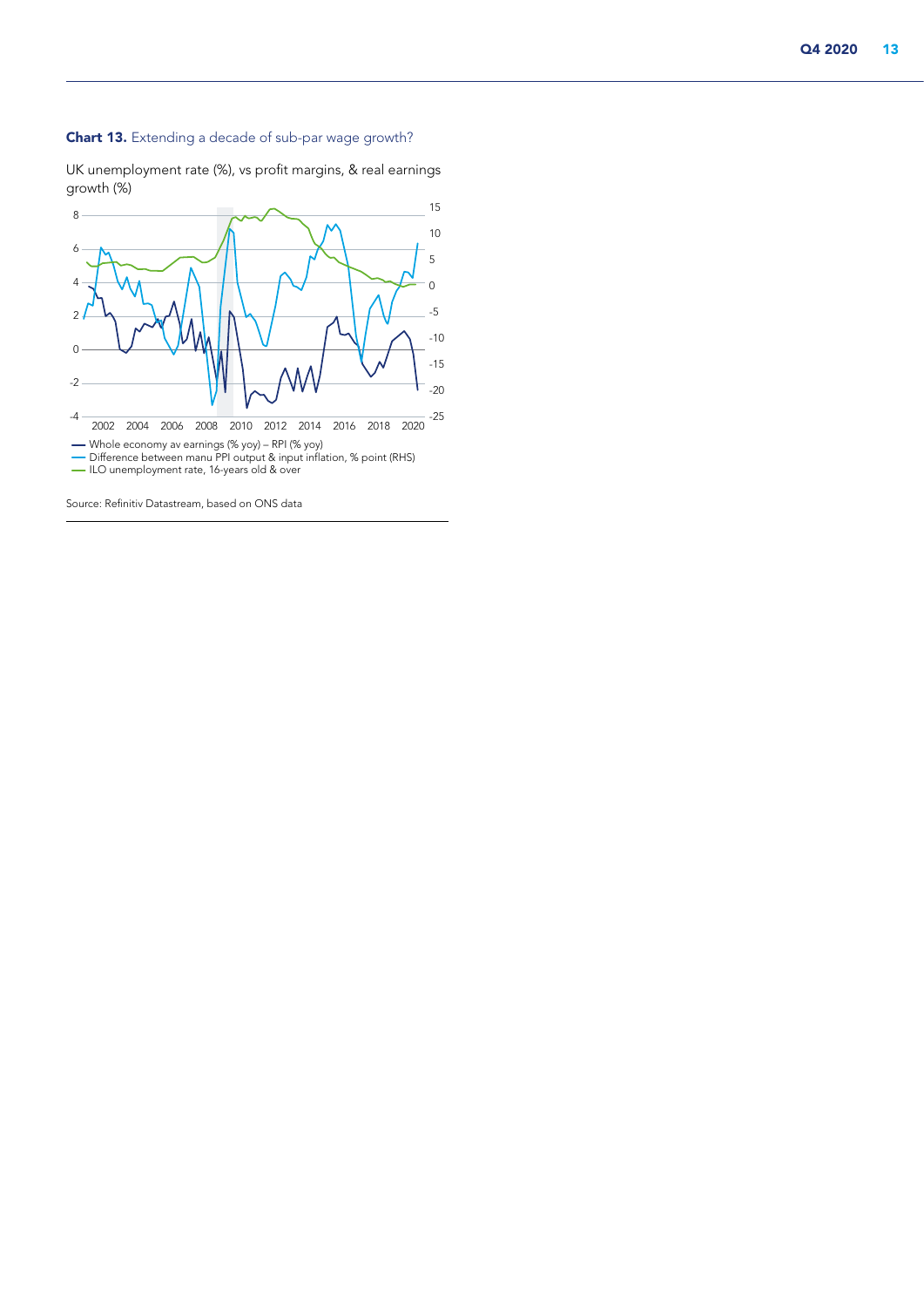**Chart 13.** Extending a decade of sub-par wage growth?

UK unemployment rate (%), vs profit margins, & real earnings growth (%)

— Whole economy av earnings (% yoy) – RPI (% yoy)
— Difference between manu PPI output & input inflation, % point (RHS)
— ILO unemployment rate, 16-years old & over

Source: Refinitiv Datastream, based on ONS data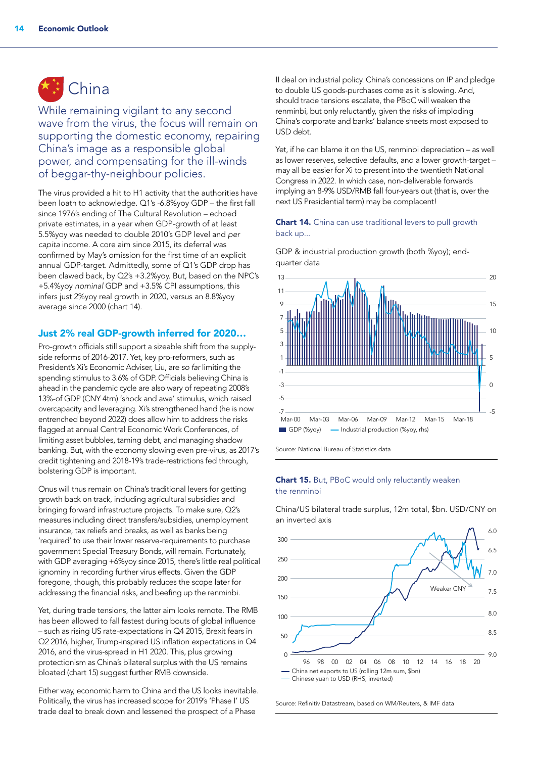# China

While remaining vigilant to any second wave from the virus, the focus will remain on supporting the domestic economy, repairing China's image as a responsible global power, and compensating for the ill-winds of beggar-thy-neighbour policies.

The virus provided a hit to H1 activity that the authorities have been loath to acknowledge. Q1's -6.8%yoy GDP – the first fall since 1976's ending of The Cultural Revolution – echoed private estimates, in a year when GDP-growth of at least 5.5%yoy was needed to double 2010's GDP level and *per capita* income. A core aim since 2015, its deferral was confirmed by May's omission for the first time of an explicit annual GDP-target. Admittedly, some of Q1's GDP drop has been clawed back, by Q2's +3.2%yoy. But, based on the NPC's +5.4%yoy *nominal* GDP and +3.5% CPI assumptions, this infers just 2%yoy real growth in 2020, versus an 8.8%yoy average since 2000 (chart 14).

## Just 2% real GDP-growth inferred for 2020…

Pro-growth officials still support a sizeable shift from the supply-side reforms of 2016-2017. Yet, key pro-reformers, such as President's Xi's Economic Adviser, Liu, are *so far* limiting the spending stimulus to 3.6% of GDP. Officials believing China is ahead in the pandemic cycle are also wary of repeating 2008's 13%-of GDP (CNY 4trn) 'shock and awe' stimulus, which raised overcapacity and leveraging. Xi's strengthened hand (he is now entrenched beyond 2022) does allow him to address the risks flagged at annual Central Economic Work Conferences, of limiting asset bubbles, taming debt, and managing shadow banking. But, with the economy slowing even pre-virus, as 2017's credit tightening and 2018-19's trade-restrictions fed through, bolstering GDP is important.

Onus will thus remain on China's traditional levers for getting growth back on track, including agricultural subsidies and bringing forward infrastructure projects. To make sure, Q2's measures including direct transfers/subsidies, unemployment insurance, tax reliefs and breaks, as well as banks being 'required' to use their lower reserve-requirements to purchase government Special Treasury Bonds, will remain. Fortunately, with GDP averaging +6%yoy since 2015, there's little real political ignominy in recording further virus effects. Given the GDP foregone, though, this probably reduces the scope later for addressing the financial risks, and beefing up the renminbi.

Yet, during trade tensions, the latter aim looks remote. The RMB has been allowed to fall fastest during bouts of global influence – such as rising US rate-expectations in Q4 2015, Brexit fears in Q2 2016, higher, Trump-inspired US inflation expectations in Q4 2016, and the virus-spread in H1 2020. This, plus growing protectionism as China's bilateral surplus with the US remains bloated (chart 15) suggest further RMB downside.

Either way, economic harm to China and the US looks inevitable. Politically, the virus has increased scope for 2019's 'Phase I' US trade deal to break down and lessened the prospect of a Phase II deal on industrial policy. China's concessions on IP and pledge to double US goods-purchases come as it is slowing. And, should trade tensions escalate, the PBoC will weaken the renminbi, but only reluctantly, given the risks of imploding China's corporate and banks' balance sheets most exposed to USD debt.

Yet, if he can blame it on the US, renminbi depreciation – as well as lower reserves, selective defaults, and a lower growth-target – may all be easier for Xi to present into the twentieth National Congress in 2022. In which case, non-deliverable forwards implying an 8-9% USD/RMB fall four-years out (that is, over the next US Presidential term) may be complacent!

**Chart 14.** China can use traditional levers to pull growth back up…

GDP & industrial production growth (both %yoy); end-quarter data

Source: National Bureau of Statistics data

**Chart 15.** But, PBoC would only reluctantly weaken the renminbi

China/US bilateral trade surplus, 12m total, $bn. USD/CNY on an inverted axis

Source: Refinitiv Datastream, based on WM/Reuters, & IMF data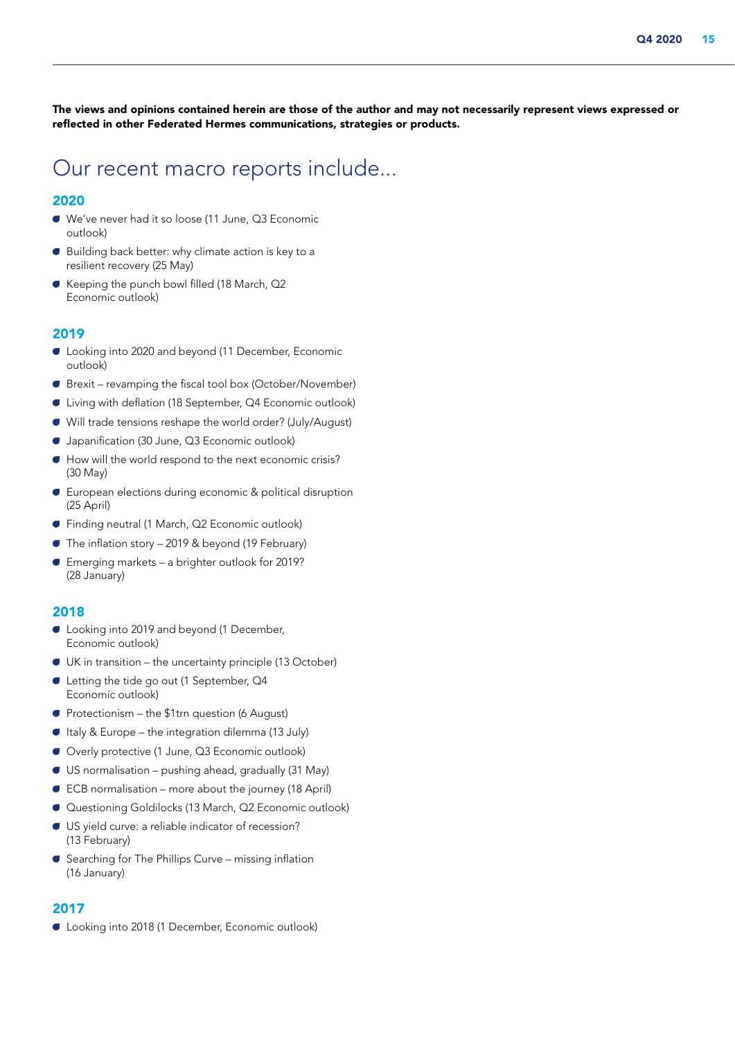**The views and opinions contained herein are those of the author and may not necessarily represent views expressed or reflected in other Federated Hermes communications, strategies or products.**

# Our recent macro reports include...

## 2020

- We've never had it so loose (11 June, Q3 Economic outlook)
- Building back better: why climate action is key to a resilient recovery (25 May)
- Keeping the punch bowl filled (18 March, Q2 Economic outlook)

## 2019

- Looking into 2020 and beyond (11 December, Economic outlook)
- Brexit – revamping the fiscal tool box (October/November)
- Living with deflation (18 September, Q4 Economic outlook)
- Will trade tensions reshape the world order? (July/August)
- Japanification (30 June, Q3 Economic outlook)
- How will the world respond to the next economic crisis? (30 May)
- European elections during economic & political disruption (25 April)
- Finding neutral (1 March, Q2 Economic outlook)
- The inflation story – 2019 & beyond (19 February)
- Emerging markets – a brighter outlook for 2019? (28 January)

## 2018

- Looking into 2019 and beyond (1 December, Economic outlook)
- UK in transition – the uncertainty principle (13 October)
- Letting the tide go out (1 September, Q4 Economic outlook)
- Protectionism – the $1trn question (6 August)
- Italy & Europe – the integration dilemma (13 July)
- Overly protective (1 June, Q3 Economic outlook)
- US normalisation – pushing ahead, gradually (31 May)
- ECB normalisation – more about the journey (18 April)
- Questioning Goldilocks (13 March, Q2 Economic outlook)
- US yield curve: a reliable indicator of recession? (13 February)
- Searching for The Phillips Curve – missing inflation (16 January)

## 2017

- Looking into 2018 (1 December, Economic outlook)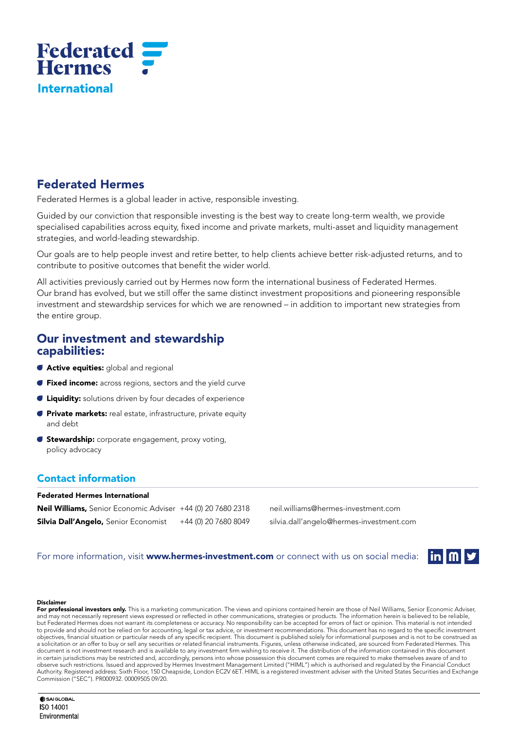Federated Hermes
International

## Federated Hermes

Federated Hermes is a global leader in active, responsible investing.

Guided by our conviction that responsible investing is the best way to create long-term wealth, we provide specialised capabilities across equity, fixed income and private markets, multi-asset and liquidity management strategies, and world-leading stewardship.

Our goals are to help people invest and retire better, to help clients achieve better risk-adjusted returns, and to contribute to positive outcomes that benefit the wider world.

All activities previously carried out by Hermes now form the international business of Federated Hermes. Our brand has evolved, but we still offer the same distinct investment propositions and pioneering responsible investment and stewardship services for which we are renowned – in addition to important new strategies from the entire group.

## Our investment and stewardship capabilities:

- **Active equities:** global and regional
- **Fixed income:** across regions, sectors and the yield curve
- **Liquidity:** solutions driven by four decades of experience
- **Private markets:** real estate, infrastructure, private equity and debt
- **Stewardship:** corporate engagement, proxy voting, policy advocacy

## Contact information

**Federated Hermes International**

**Neil Williams,** Senior Economic Adviser +44 (0) 20 7680 2318 neil.williams@hermes-investment.com

**Silvia Dall'Angelo,** Senior Economist +44 (0) 20 7680 8049 silvia.dall'angelo@hermes-investment.com

For more information, visit **www.hermes-investment.com** or connect with us on social media:

**Disclaimer**

**For professional investors only.** This is a marketing communication. The views and opinions contained herein are those of Neil Williams, Senior Economic Adviser, and may not necessarily represent views expressed or reflected in other communications, strategies or products. The information herein is believed to be reliable, but Federated Hermes does not warrant its completeness or accuracy. No responsibility can be accepted for errors of fact or opinion. This material is not intended to provide and should not be relied on for accounting, legal or tax advice, or investment recommendations. This document has no regard to the specific investment objectives, financial situation or particular needs of any specific recipient. This document is published solely for informational purposes and is not to be construed as a solicitation or an offer to buy or sell any securities or related financial instruments. Figures, unless otherwise indicated, are sourced from Federated Hermes. This document is not investment research and is available to any investment firm wishing to receive it. The distribution of the information contained in this document in certain jurisdictions may be restricted and, accordingly, persons into whose possession this document comes are required to make themselves aware of and to observe such restrictions. Issued and approved by Hermes Investment Management Limited ("HIML") which is authorised and regulated by the Financial Conduct Authority. Registered address: Sixth Floor, 150 Cheapside, London EC2V 6ET. HIML is a registered investment adviser with the United States Securities and Exchange Commission ("SEC"). PR000932. 00009505 09/20.

SAI GLOBAL
ISO 14001
Environmental